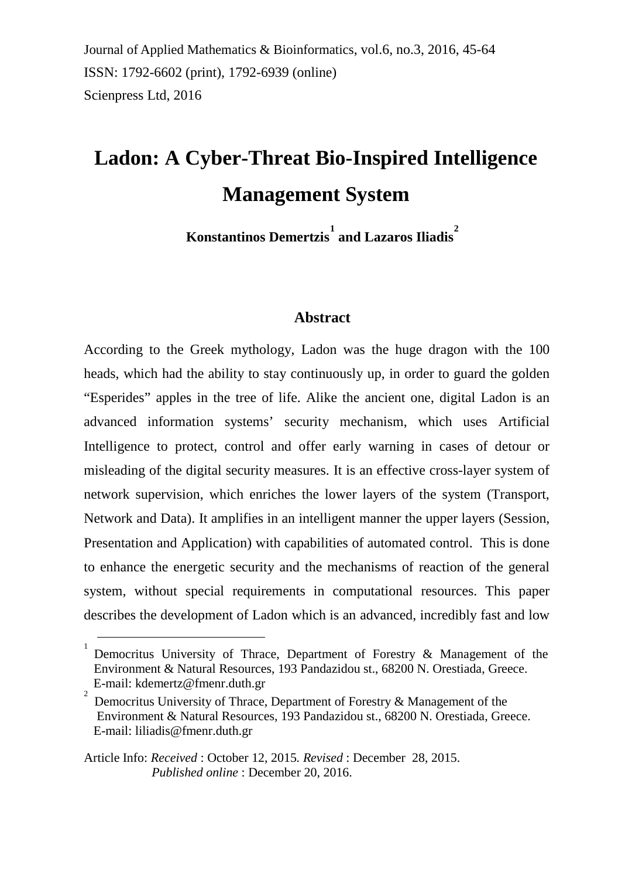Journal of Applied Mathematics & Bioinformatics, vol.6, no.3, 2016, 45-64
ISSN: 1792-6602 (print), 1792-6939 (online)
Scienpress Ltd, 2016

# Ladon: A Cyber-Threat Bio-Inspired Intelligence Management System

**Konstantinos Demertzis[1] and Lazaros Iliadis[2]**

## Abstract

According to the Greek mythology, Ladon was the huge dragon with the 100 heads, which had the ability to stay continuously up, in order to guard the golden "Esperides" apples in the tree of life. Alike the ancient one, digital Ladon is an advanced information systems' security mechanism, which uses Artificial Intelligence to protect, control and offer early warning in cases of detour or misleading of the digital security measures. It is an effective cross-layer system of network supervision, which enriches the lower layers of the system (Transport, Network and Data). It amplifies in an intelligent manner the upper layers (Session, Presentation and Application) with capabilities of automated control. This is done to enhance the energetic security and the mechanisms of reaction of the general system, without special requirements in computational resources. This paper describes the development of Ladon which is an advanced, incredibly fast and low

---

[1] Democritus University of Thrace, Department of Forestry & Management of the Environment & Natural Resources, 193 Pandazidou st., 68200 N. Orestiada, Greece. E-mail: kdemertz@fmenr.duth.gr

[2] Democritus University of Thrace, Department of Forestry & Management of the Environment & Natural Resources, 193 Pandazidou st., 68200 N. Orestiada, Greece. E-mail: liliadis@fmenr.duth.gr

Article Info: *Received* : October 12, 2015. *Revised* : December 28, 2015. *Published online* : December 20, 2016.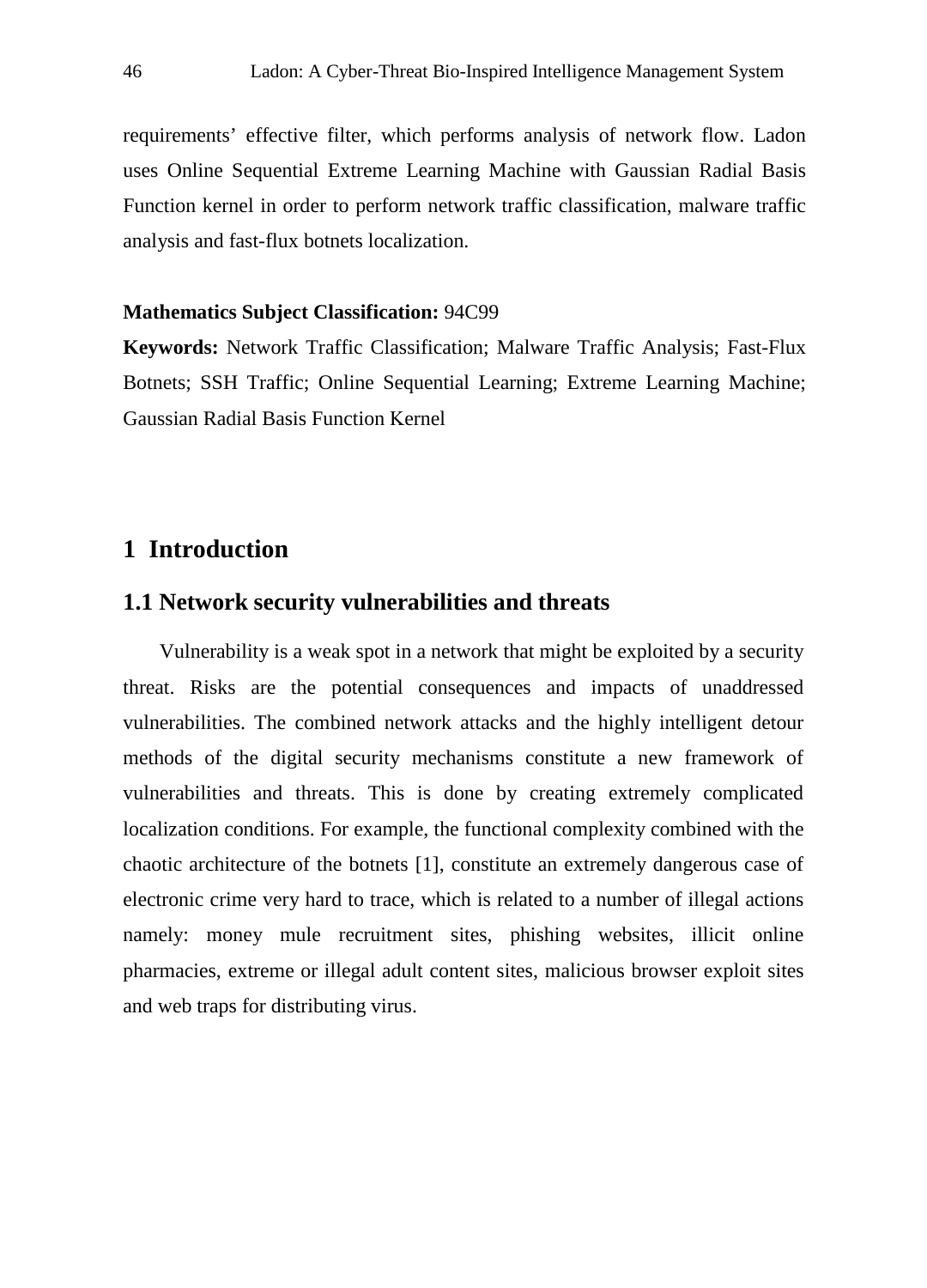requirements' effective filter, which performs analysis of network flow. Ladon uses Online Sequential Extreme Learning Machine with Gaussian Radial Basis Function kernel in order to perform network traffic classification, malware traffic analysis and fast-flux botnets localization.

**Mathematics Subject Classification:** 94C99

**Keywords:** Network Traffic Classification; Malware Traffic Analysis; Fast-Flux Botnets; SSH Traffic; Online Sequential Learning; Extreme Learning Machine; Gaussian Radial Basis Function Kernel

# 1 Introduction

## 1.1 Network security vulnerabilities and threats

Vulnerability is a weak spot in a network that might be exploited by a security threat. Risks are the potential consequences and impacts of unaddressed vulnerabilities. The combined network attacks and the highly intelligent detour methods of the digital security mechanisms constitute a new framework of vulnerabilities and threats. This is done by creating extremely complicated localization conditions. For example, the functional complexity combined with the chaotic architecture of the botnets [1], constitute an extremely dangerous case of electronic crime very hard to trace, which is related to a number of illegal actions namely: money mule recruitment sites, phishing websites, illicit online pharmacies, extreme or illegal adult content sites, malicious browser exploit sites and web traps for distributing virus.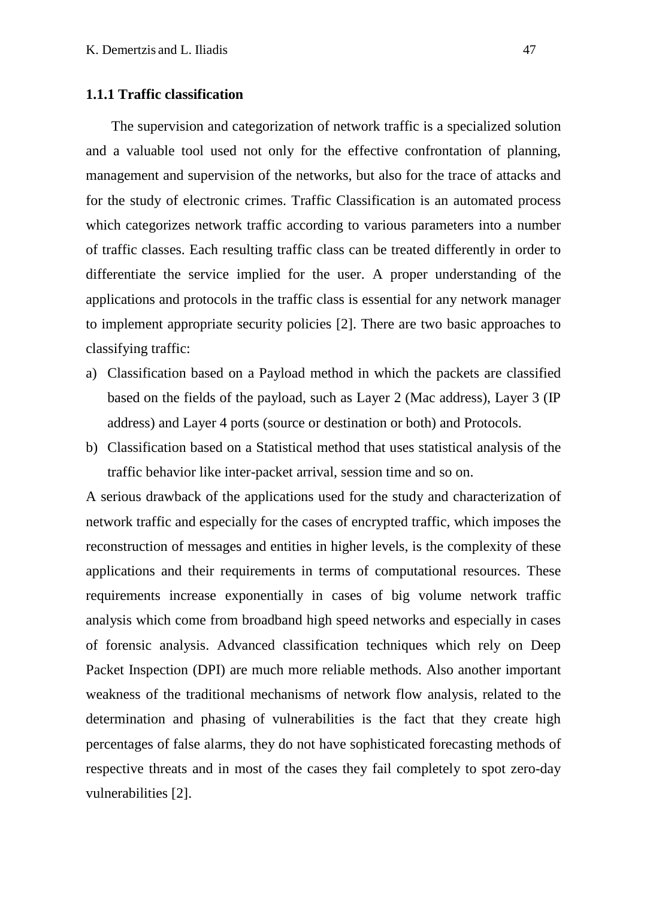### 1.1.1 Traffic classification

The supervision and categorization of network traffic is a specialized solution and a valuable tool used not only for the effective confrontation of planning, management and supervision of the networks, but also for the trace of attacks and for the study of electronic crimes. Traffic Classification is an automated process which categorizes network traffic according to various parameters into a number of traffic classes. Each resulting traffic class can be treated differently in order to differentiate the service implied for the user. A proper understanding of the applications and protocols in the traffic class is essential for any network manager to implement appropriate security policies [2]. There are two basic approaches to classifying traffic:

a) Classification based on a Payload method in which the packets are classified based on the fields of the payload, such as Layer 2 (Mac address), Layer 3 (IP address) and Layer 4 ports (source or destination or both) and Protocols.
b) Classification based on a Statistical method that uses statistical analysis of the traffic behavior like inter-packet arrival, session time and so on.

A serious drawback of the applications used for the study and characterization of network traffic and especially for the cases of encrypted traffic, which imposes the reconstruction of messages and entities in higher levels, is the complexity of these applications and their requirements in terms of computational resources. These requirements increase exponentially in cases of big volume network traffic analysis which come from broadband high speed networks and especially in cases of forensic analysis. Advanced classification techniques which rely on Deep Packet Inspection (DPI) are much more reliable methods. Also another important weakness of the traditional mechanisms of network flow analysis, related to the determination and phasing of vulnerabilities is the fact that they create high percentages of false alarms, they do not have sophisticated forecasting methods of respective threats and in most of the cases they fail completely to spot zero-day vulnerabilities [2].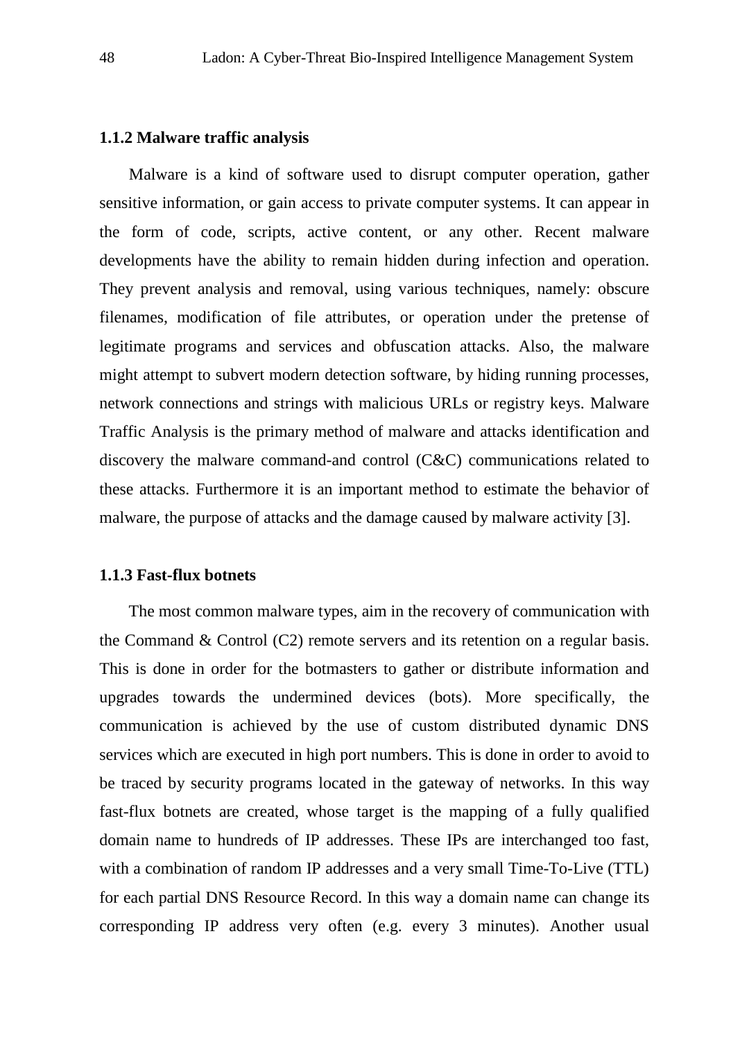### 1.1.2 Malware traffic analysis

Malware is a kind of software used to disrupt computer operation, gather sensitive information, or gain access to private computer systems. It can appear in the form of code, scripts, active content, or any other. Recent malware developments have the ability to remain hidden during infection and operation. They prevent analysis and removal, using various techniques, namely: obscure filenames, modification of file attributes, or operation under the pretense of legitimate programs and services and obfuscation attacks. Also, the malware might attempt to subvert modern detection software, by hiding running processes, network connections and strings with malicious URLs or registry keys. Malware Traffic Analysis is the primary method of malware and attacks identification and discovery the malware command-and control (C&C) communications related to these attacks. Furthermore it is an important method to estimate the behavior of malware, the purpose of attacks and the damage caused by malware activity [3].

### 1.1.3 Fast-flux botnets

The most common malware types, aim in the recovery of communication with the Command & Control (C2) remote servers and its retention on a regular basis. This is done in order for the botmasters to gather or distribute information and upgrades towards the undermined devices (bots). More specifically, the communication is achieved by the use of custom distributed dynamic DNS services which are executed in high port numbers. This is done in order to avoid to be traced by security programs located in the gateway of networks. In this way fast-flux botnets are created, whose target is the mapping of a fully qualified domain name to hundreds of IP addresses. These IPs are interchanged too fast, with a combination of random IP addresses and a very small Time-To-Live (TTL) for each partial DNS Resource Record. In this way a domain name can change its corresponding IP address very often (e.g. every 3 minutes). Another usual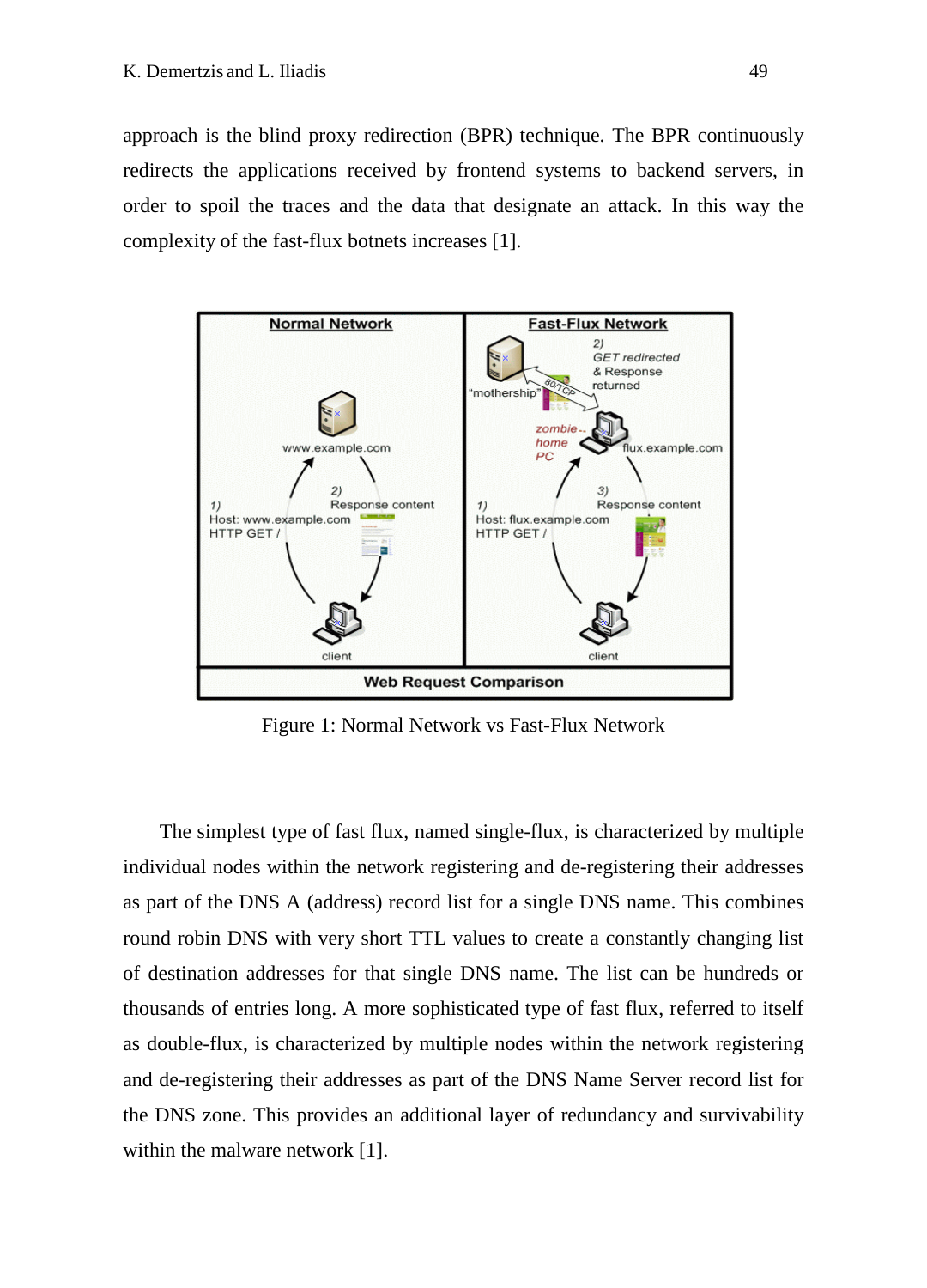approach is the blind proxy redirection (BPR) technique. The BPR continuously redirects the applications received by frontend systems to backend servers, in order to spoil the traces and the data that designate an attack. In this way the complexity of the fast-flux botnets increases [1].

Figure 1: Normal Network vs Fast-Flux Network

The simplest type of fast flux, named single-flux, is characterized by multiple individual nodes within the network registering and de-registering their addresses as part of the DNS A (address) record list for a single DNS name. This combines round robin DNS with very short TTL values to create a constantly changing list of destination addresses for that single DNS name. The list can be hundreds or thousands of entries long. A more sophisticated type of fast flux, referred to itself as double-flux, is characterized by multiple nodes within the network registering and de-registering their addresses as part of the DNS Name Server record list for the DNS zone. This provides an additional layer of redundancy and survivability within the malware network [1].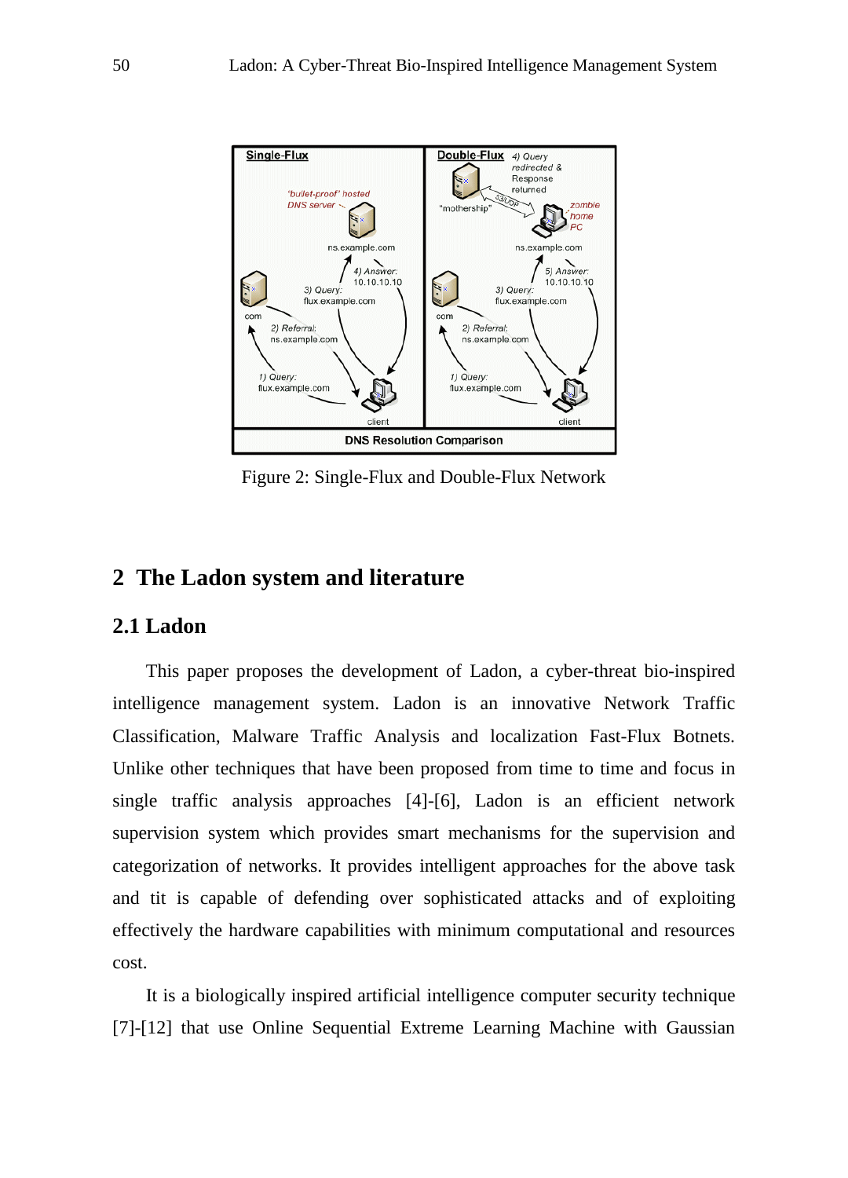Figure 2: Single-Flux and Double-Flux Network

## 2 The Ladon system and literature

### 2.1 Ladon

This paper proposes the development of Ladon, a cyber-threat bio-inspired intelligence management system. Ladon is an innovative Network Traffic Classification, Malware Traffic Analysis and localization Fast-Flux Botnets. Unlike other techniques that have been proposed from time to time and focus in single traffic analysis approaches [4]-[6], Ladon is an efficient network supervision system which provides smart mechanisms for the supervision and categorization of networks. It provides intelligent approaches for the above task and tit is capable of defending over sophisticated attacks and of exploiting effectively the hardware capabilities with minimum computational and resources cost.

It is a biologically inspired artificial intelligence computer security technique [7]-[12] that use Online Sequential Extreme Learning Machine with Gaussian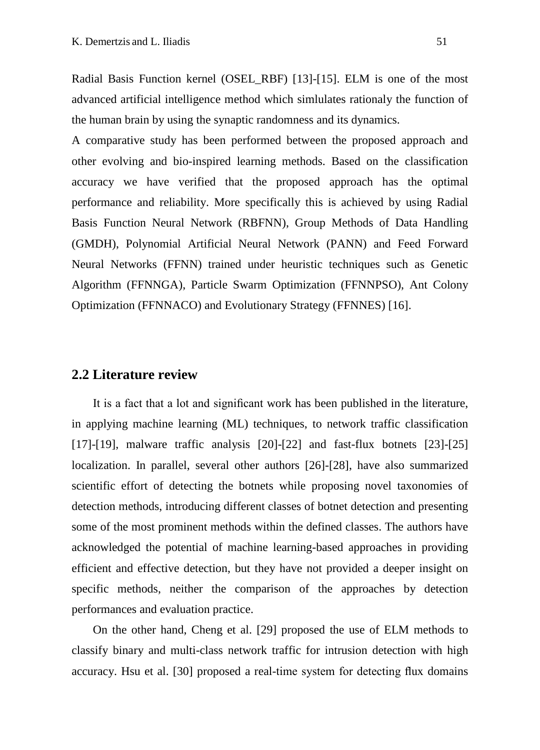Radial Basis Function kernel (OSEL_RBF) [13]-[15]. ELM is one of the most advanced artificial intelligence method which simlulates rationaly the function of the human brain by using the synaptic randomness and its dynamics.

A comparative study has been performed between the proposed approach and other evolving and bio-inspired learning methods. Based on the classification accuracy we have verified that the proposed approach has the optimal performance and reliability. More specifically this is achieved by using Radial Basis Function Neural Network (RBFNN), Group Methods of Data Handling (GMDH), Polynomial Artificial Neural Network (PANN) and Feed Forward Neural Networks (FFNN) trained under heuristic techniques such as Genetic Algorithm (FFNNGA), Particle Swarm Optimization (FFNNPSO), Ant Colony Optimization (FFNNACO) and Evolutionary Strategy (FFNNES) [16].

## 2.2 Literature review

It is a fact that a lot and significant work has been published in the literature, in applying machine learning (ML) techniques, to network traffic classification [17]-[19], malware traffic analysis [20]-[22] and fast-flux botnets [23]-[25] localization. In parallel, several other authors [26]-[28], have also summarized scientific effort of detecting the botnets while proposing novel taxonomies of detection methods, introducing different classes of botnet detection and presenting some of the most prominent methods within the defined classes. The authors have acknowledged the potential of machine learning-based approaches in providing efficient and effective detection, but they have not provided a deeper insight on specific methods, neither the comparison of the approaches by detection performances and evaluation practice.

On the other hand, Cheng et al. [29] proposed the use of ELM methods to classify binary and multi-class network traffic for intrusion detection with high accuracy. Hsu et al. [30] proposed a real-time system for detecting flux domains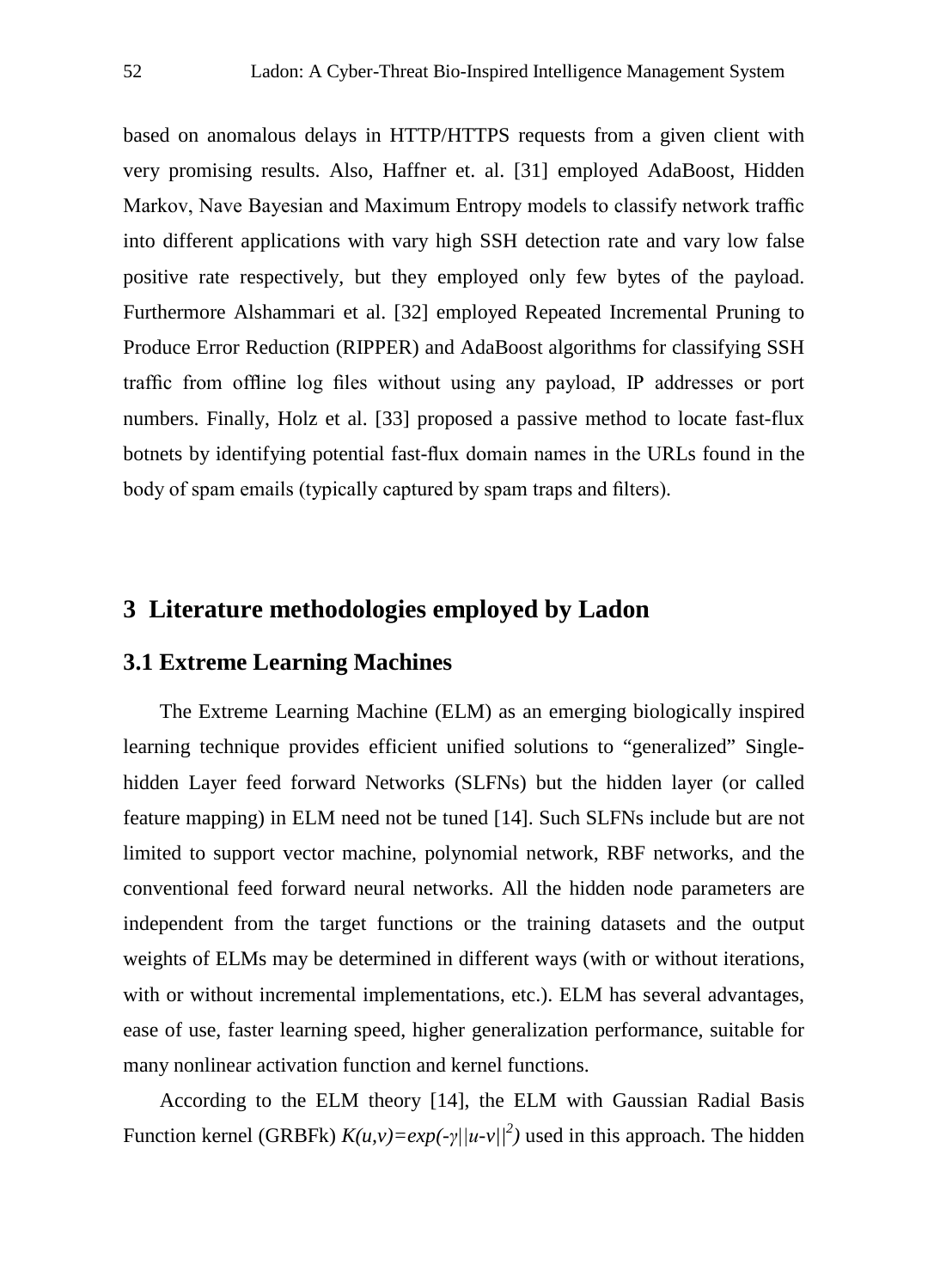based on anomalous delays in HTTP/HTTPS requests from a given client with very promising results. Also, Haffner et. al. [31] employed AdaBoost, Hidden Markov, Nave Bayesian and Maximum Entropy models to classify network traffic into different applications with vary high SSH detection rate and vary low false positive rate respectively, but they employed only few bytes of the payload. Furthermore Alshammari et al. [32] employed Repeated Incremental Pruning to Produce Error Reduction (RIPPER) and AdaBoost algorithms for classifying SSH traffic from offline log files without using any payload, IP addresses or port numbers. Finally, Holz et al. [33] proposed a passive method to locate fast-flux botnets by identifying potential fast-flux domain names in the URLs found in the body of spam emails (typically captured by spam traps and filters).

# 3 Literature methodologies employed by Ladon

## 3.1 Extreme Learning Machines

The Extreme Learning Machine (ELM) as an emerging biologically inspired learning technique provides efficient unified solutions to "generalized" Single-hidden Layer feed forward Networks (SLFNs) but the hidden layer (or called feature mapping) in ELM need not be tuned [14]. Such SLFNs include but are not limited to support vector machine, polynomial network, RBF networks, and the conventional feed forward neural networks. All the hidden node parameters are independent from the target functions or the training datasets and the output weights of ELMs may be determined in different ways (with or without iterations, with or without incremental implementations, etc.). ELM has several advantages, ease of use, faster learning speed, higher generalization performance, suitable for many nonlinear activation function and kernel functions.

According to the ELM theory [14], the ELM with Gaussian Radial Basis Function kernel (GRBFk) $K(u,v)=exp(-\gamma||u-v||^2)$ used in this approach. The hidden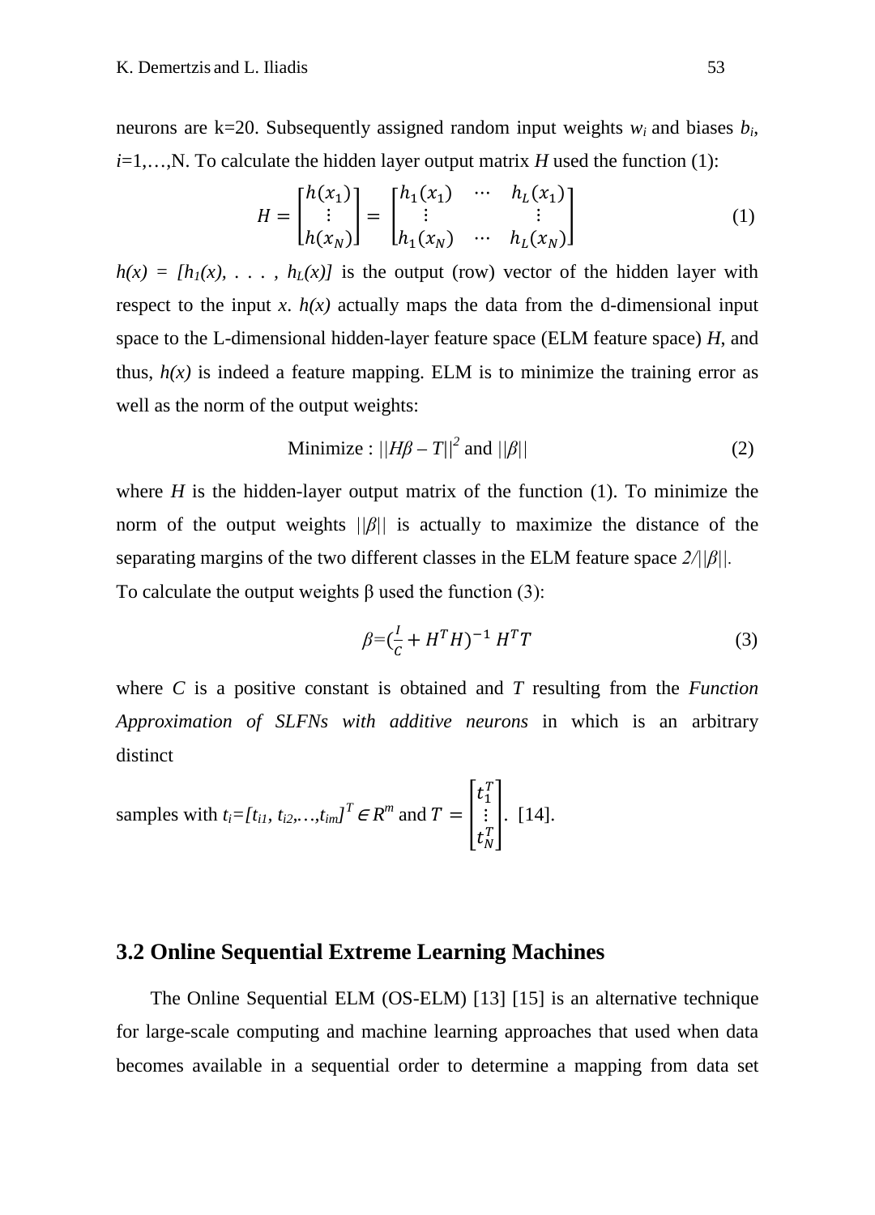neurons are k=20. Subsequently assigned random input weights $w_i$ and biases $b_i$, $i$=1,…,N. To calculate the hidden layer output matrix $H$ used the function (1):

$$H = \begin{bmatrix} h(x_1) \\ \vdots \\ h(x_N) \end{bmatrix} = \begin{bmatrix} h_1(x_1) & \cdots & h_L(x_1) \\ \vdots & & \vdots \\ h_1(x_N) & \cdots & h_L(x_N) \end{bmatrix} \tag{1}$$

$h(x) = [h_1(x), \ldots, h_L(x)]$ is the output (row) vector of the hidden layer with respect to the input $x$. $h(x)$ actually maps the data from the d-dimensional input space to the L-dimensional hidden-layer feature space (ELM feature space) $H$, and thus, $h(x)$ is indeed a feature mapping. ELM is to minimize the training error as well as the norm of the output weights:

$$\text{Minimize} : ||H\beta - T||^2 \text{ and } ||\beta|| \tag{2}$$

where $H$ is the hidden-layer output matrix of the function (1). To minimize the norm of the output weights $||\beta||$ is actually to maximize the distance of the separating margins of the two different classes in the ELM feature space $2/||\beta||$.
To calculate the output weights β used the function (3):

$$\beta = \left(\frac{I}{C} + H^T H\right)^{-1} H^T T \tag{3}$$

where $C$ is a positive constant is obtained and $T$ resulting from the *Function Approximation of SLFNs with additive neurons* in which is an arbitrary distinct

samples with $t_i = [t_{i1}, t_{i2}, \ldots, t_{im}]^T \in R^m$ and $T = \begin{bmatrix} t_1^T \\ \vdots \\ t_N^T \end{bmatrix}$. [14].

## 3.2 Online Sequential Extreme Learning Machines

The Online Sequential ELM (OS-ELM) [13] [15] is an alternative technique for large-scale computing and machine learning approaches that used when data becomes available in a sequential order to determine a mapping from data set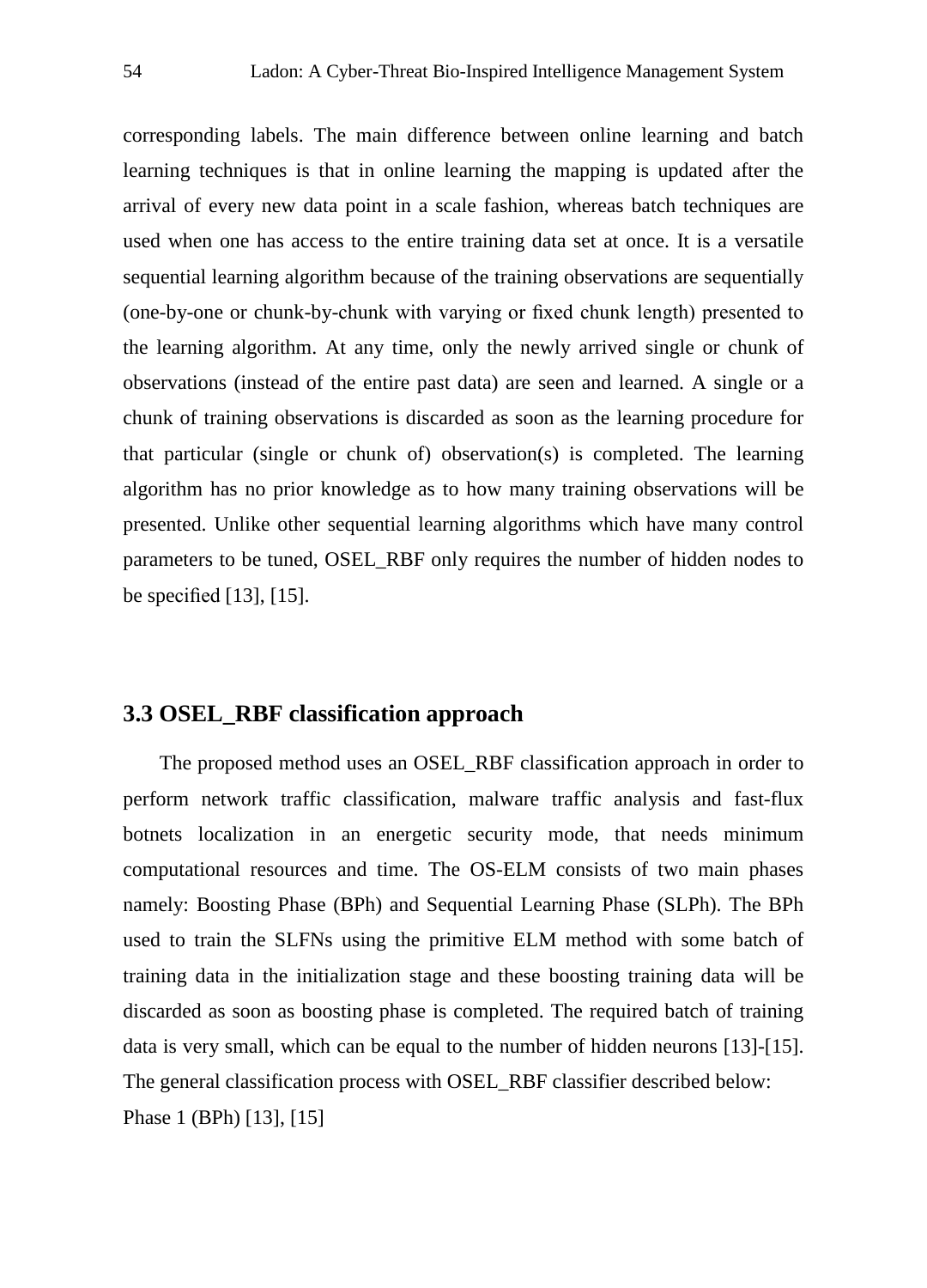corresponding labels. The main difference between online learning and batch learning techniques is that in online learning the mapping is updated after the arrival of every new data point in a scale fashion, whereas batch techniques are used when one has access to the entire training data set at once. It is a versatile sequential learning algorithm because of the training observations are sequentially (one-by-one or chunk-by-chunk with varying or fixed chunk length) presented to the learning algorithm. At any time, only the newly arrived single or chunk of observations (instead of the entire past data) are seen and learned. A single or a chunk of training observations is discarded as soon as the learning procedure for that particular (single or chunk of) observation(s) is completed. The learning algorithm has no prior knowledge as to how many training observations will be presented. Unlike other sequential learning algorithms which have many control parameters to be tuned, OSEL_RBF only requires the number of hidden nodes to be specified [13], [15].

### 3.3 OSEL_RBF classification approach

The proposed method uses an OSEL_RBF classification approach in order to perform network traffic classification, malware traffic analysis and fast-flux botnets localization in an energetic security mode, that needs minimum computational resources and time. The OS-ELM consists of two main phases namely: Boosting Phase (BPh) and Sequential Learning Phase (SLPh). The BPh used to train the SLFNs using the primitive ELM method with some batch of training data in the initialization stage and these boosting training data will be discarded as soon as boosting phase is completed. The required batch of training data is very small, which can be equal to the number of hidden neurons [13]-[15]. The general classification process with OSEL_RBF classifier described below:

Phase 1 (BPh) [13], [15]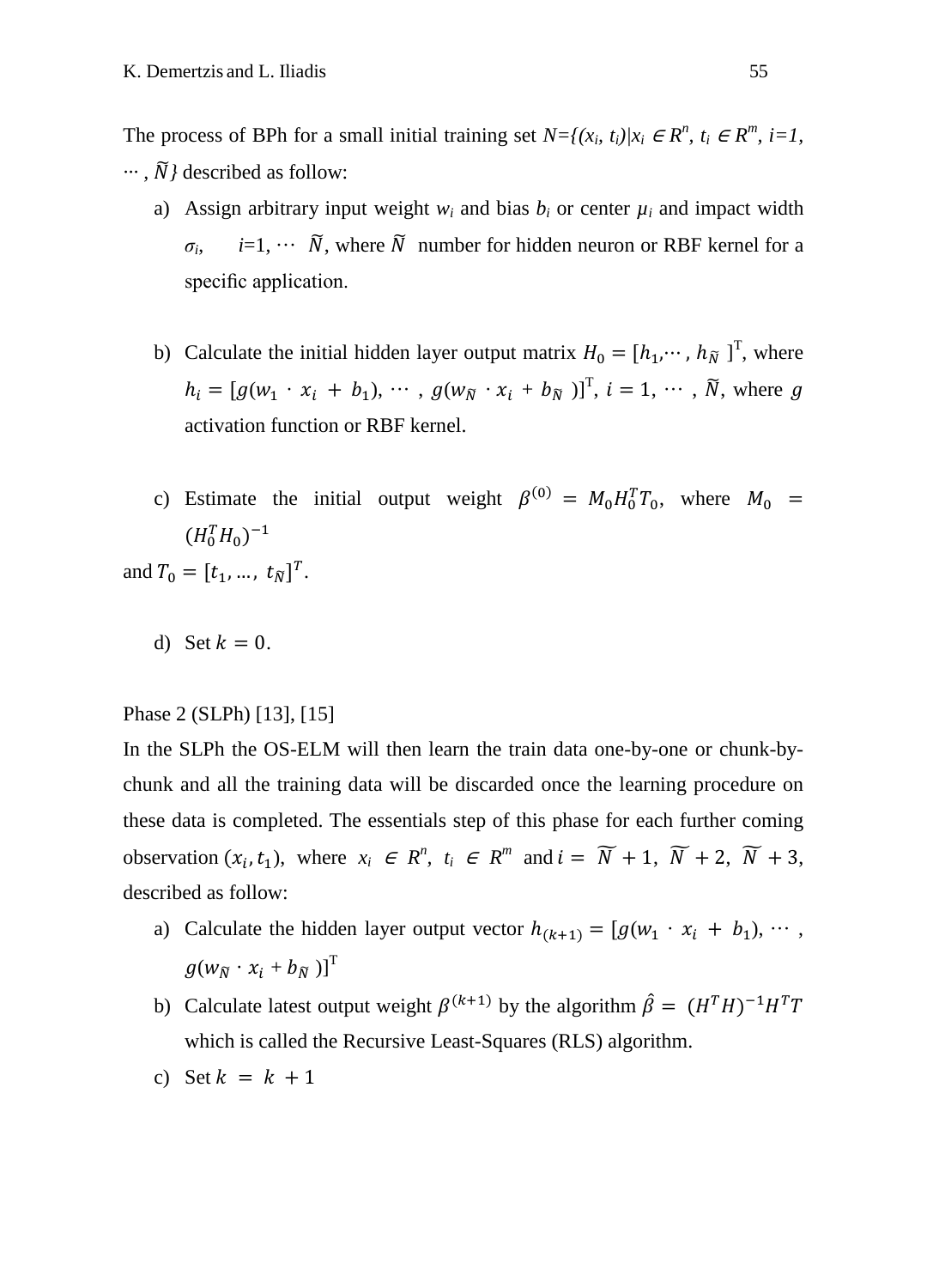The process of BPh for a small initial training set $N=\{(x_i, t_i)|x_i \in R^n, t_i \in R^m, i=1, \cdots, \widetilde{N}\}$ described as follow:

a) Assign arbitrary input weight $w_i$ and bias $b_i$ or center $\mu_i$ and impact width $\sigma_i$, $i=1, \cdots \widetilde{N}$, where $\widetilde{N}$ number for hidden neuron or RBF kernel for a specific application.

b) Calculate the initial hidden layer output matrix $H_0 = [h_1, \cdots, h_{\widetilde{N}}]^T$, where $h_i = [g(w_1 \cdot x_i + b_1), \cdots, g(w_{\widetilde{N}} \cdot x_i + b_{\widetilde{N}})]^T$, $i = 1, \cdots, \widetilde{N}$, where $g$ activation function or RBF kernel.

c) Estimate the initial output weight $\beta^{(0)} = M_0 H_0^T T_0$, where $M_0 = (H_0^T H_0)^{-1}$

and $T_0 = [t_1, \ldots, t_{\widetilde{N}}]^T$.

d) Set $k = 0$.

Phase 2 (SLPh) [13], [15]

In the SLPh the OS-ELM will then learn the train data one-by-one or chunk-by-chunk and all the training data will be discarded once the learning procedure on these data is completed. The essentials step of this phase for each further coming observation $(x_i, t_1)$, where $x_i \in R^n$, $t_i \in R^m$ and $i = \widetilde{N}+1, \widetilde{N}+2, \widetilde{N}+3$, described as follow:

a) Calculate the hidden layer output vector $h_{(k+1)} = [g(w_1 \cdot x_i + b_1), \cdots, g(w_{\widetilde{N}} \cdot x_i + b_{\widetilde{N}})]^T$

b) Calculate latest output weight $\beta^{(k+1)}$ by the algorithm $\hat{\beta} = (H^T H)^{-1} H^T T$ which is called the Recursive Least-Squares (RLS) algorithm.

c) Set $k = k + 1$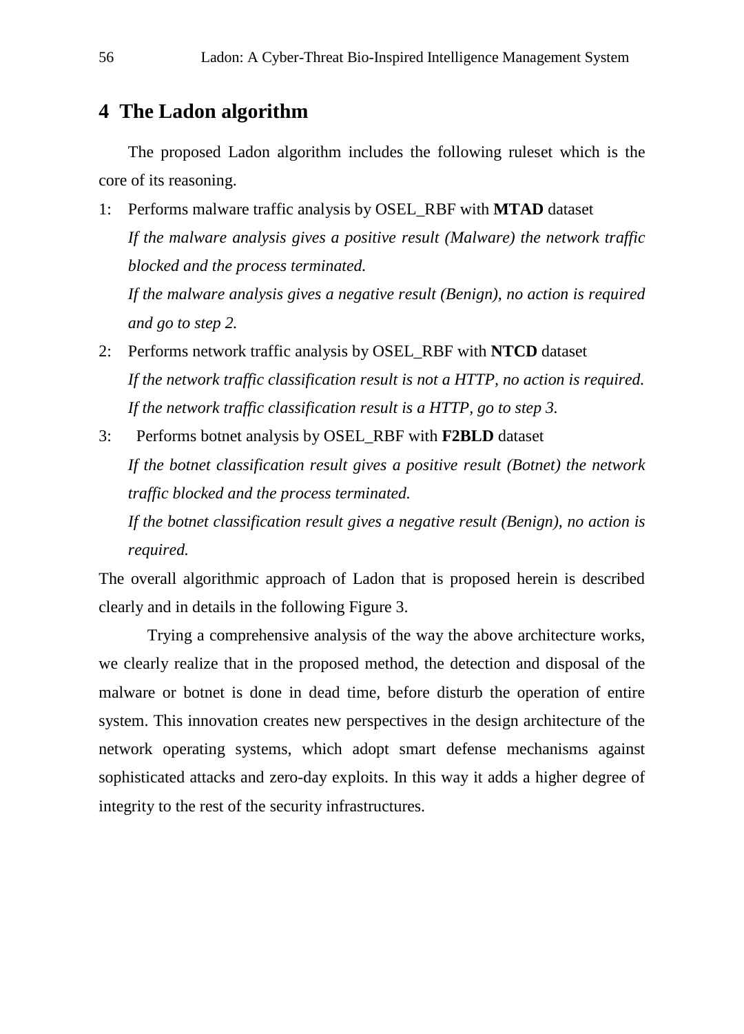## 4 The Ladon algorithm

The proposed Ladon algorithm includes the following ruleset which is the core of its reasoning.

1: Performs malware traffic analysis by OSEL_RBF with **MTAD** dataset
*If the malware analysis gives a positive result (Malware) the network traffic blocked and the process terminated.*
*If the malware analysis gives a negative result (Benign), no action is required and go to step 2.*

2: Performs network traffic analysis by OSEL_RBF with **NTCD** dataset
*If the network traffic classification result is not a HTTP, no action is required.*
*If the network traffic classification result is a HTTP, go to step 3.*

3: Performs botnet analysis by OSEL_RBF with **F2BLD** dataset
*If the botnet classification result gives a positive result (Botnet) the network traffic blocked and the process terminated.*
*If the botnet classification result gives a negative result (Benign), no action is required.*

The overall algorithmic approach of Ladon that is proposed herein is described clearly and in details in the following Figure 3.

Trying a comprehensive analysis of the way the above architecture works, we clearly realize that in the proposed method, the detection and disposal of the malware or botnet is done in dead time, before disturb the operation of entire system. This innovation creates new perspectives in the design architecture of the network operating systems, which adopt smart defense mechanisms against sophisticated attacks and zero-day exploits. In this way it adds a higher degree of integrity to the rest of the security infrastructures.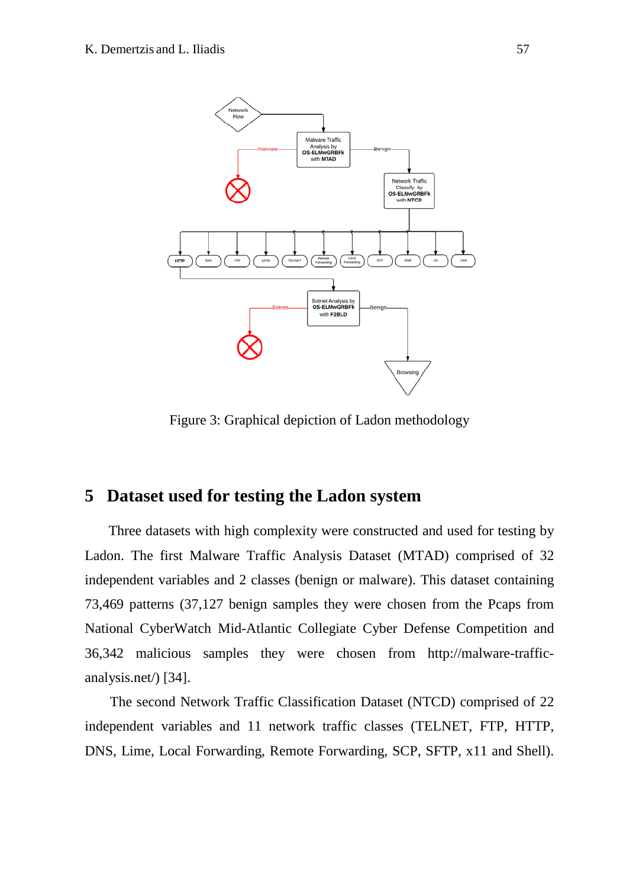Figure 3: Graphical depiction of Ladon methodology

## 5 Dataset used for testing the Ladon system

Three datasets with high complexity were constructed and used for testing by Ladon. The first Malware Traffic Analysis Dataset (MTAD) comprised of 32 independent variables and 2 classes (benign or malware). This dataset containing 73,469 patterns (37,127 benign samples they were chosen from the Pcaps from National CyberWatch Mid-Atlantic Collegiate Cyber Defense Competition and 36,342 malicious samples they were chosen from http://malware-traffic-analysis.net/) [34].

The second Network Traffic Classification Dataset (NTCD) comprised of 22 independent variables and 11 network traffic classes (TELNET, FTP, HTTP, DNS, Lime, Local Forwarding, Remote Forwarding, SCP, SFTP, x11 and Shell).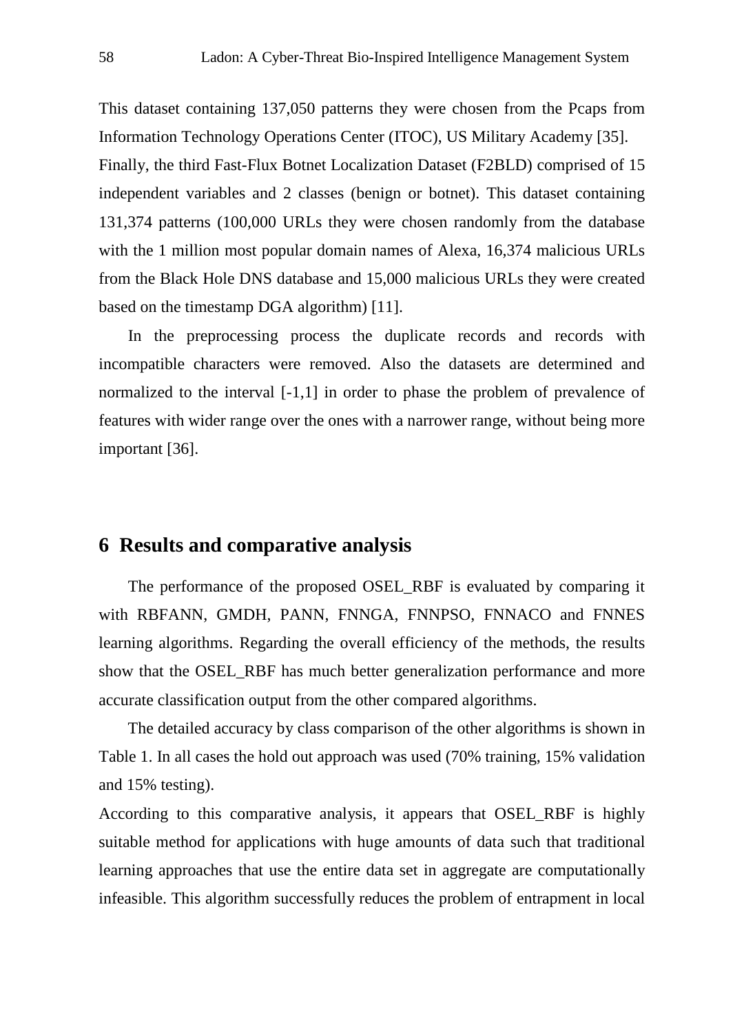This dataset containing 137,050 patterns they were chosen from the Pcaps from Information Technology Operations Center (ITOC), US Military Academy [35].
Finally, the third Fast-Flux Botnet Localization Dataset (F2BLD) comprised of 15 independent variables and 2 classes (benign or botnet). This dataset containing 131,374 patterns (100,000 URLs they were chosen randomly from the database with the 1 million most popular domain names of Alexa, 16,374 malicious URLs from the Black Hole DNS database and 15,000 malicious URLs they were created based on the timestamp DGA algorithm) [11].

In the preprocessing process the duplicate records and records with incompatible characters were removed. Also the datasets are determined and normalized to the interval [-1,1] in order to phase the problem of prevalence of features with wider range over the ones with a narrower range, without being more important [36].

## 6 Results and comparative analysis

The performance of the proposed OSEL_RBF is evaluated by comparing it with RBFANN, GMDH, PANN, FNNGA, FNNPSO, FNNACO and FNNES learning algorithms. Regarding the overall efficiency of the methods, the results show that the OSEL_RBF has much better generalization performance and more accurate classification output from the other compared algorithms.

The detailed accuracy by class comparison of the other algorithms is shown in Table 1. In all cases the hold out approach was used (70% training, 15% validation and 15% testing).
According to this comparative analysis, it appears that OSEL_RBF is highly suitable method for applications with huge amounts of data such that traditional learning approaches that use the entire data set in aggregate are computationally infeasible. This algorithm successfully reduces the problem of entrapment in local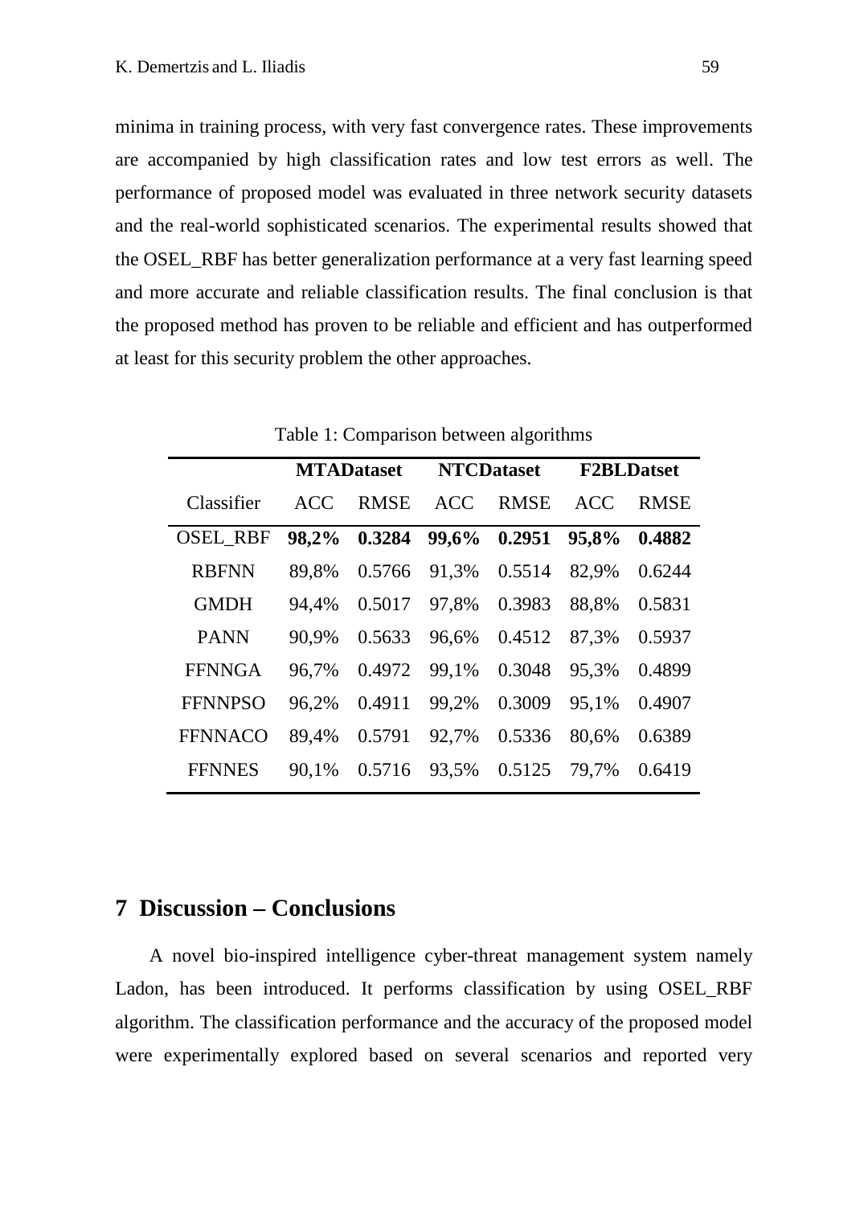minima in training process, with very fast convergence rates. These improvements are accompanied by high classification rates and low test errors as well. The performance of proposed model was evaluated in three network security datasets and the real-world sophisticated scenarios. The experimental results showed that the OSEL_RBF has better generalization performance at a very fast learning speed and more accurate and reliable classification results. The final conclusion is that the proposed method has proven to be reliable and efficient and has outperformed at least for this security problem the other approaches.

Table 1: Comparison between algorithms

| | **MTADataset** | | **NTCDataset** | | **F2BLDatset** | |
|---|---|---|---|---|---|---|
| Classifier | ACC | RMSE | ACC | RMSE | ACC | RMSE |
| OSEL_RBF | **98,2%** | **0.3284** | **99,6%** | **0.2951** | **95,8%** | **0.4882** |
| RBFNN | 89,8% | 0.5766 | 91,3% | 0.5514 | 82,9% | 0.6244 |
| GMDH | 94,4% | 0.5017 | 97,8% | 0.3983 | 88,8% | 0.5831 |
| PANN | 90,9% | 0.5633 | 96,6% | 0.4512 | 87,3% | 0.5937 |
| FFNNGA | 96,7% | 0.4972 | 99,1% | 0.3048 | 95,3% | 0.4899 |
| FFNNPSO | 96,2% | 0.4911 | 99,2% | 0.3009 | 95,1% | 0.4907 |
| FFNNACO | 89,4% | 0.5791 | 92,7% | 0.5336 | 80,6% | 0.6389 |
| FFNNES | 90,1% | 0.5716 | 93,5% | 0.5125 | 79,7% | 0.6419 |

## 7 Discussion – Conclusions

A novel bio-inspired intelligence cyber-threat management system namely Ladon, has been introduced. It performs classification by using OSEL_RBF algorithm. The classification performance and the accuracy of the proposed model were experimentally explored based on several scenarios and reported very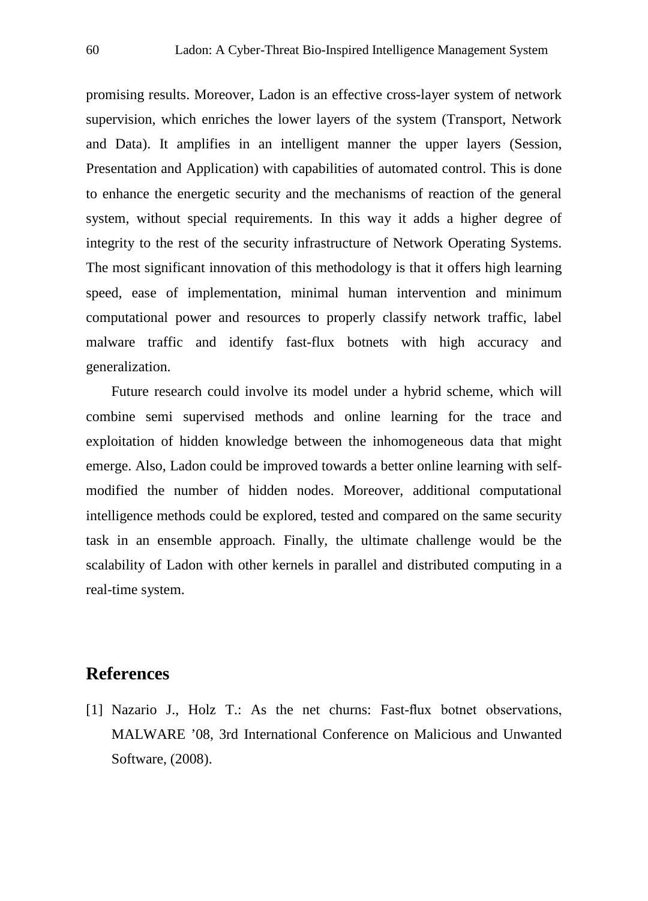promising results. Moreover, Ladon is an effective cross-layer system of network supervision, which enriches the lower layers of the system (Transport, Network and Data). It amplifies in an intelligent manner the upper layers (Session, Presentation and Application) with capabilities of automated control. This is done to enhance the energetic security and the mechanisms of reaction of the general system, without special requirements. In this way it adds a higher degree of integrity to the rest of the security infrastructure of Network Operating Systems. The most significant innovation of this methodology is that it offers high learning speed, ease of implementation, minimal human intervention and minimum computational power and resources to properly classify network traffic, label malware traffic and identify fast-flux botnets with high accuracy and generalization.

Future research could involve its model under a hybrid scheme, which will combine semi supervised methods and online learning for the trace and exploitation of hidden knowledge between the inhomogeneous data that might emerge. Also, Ladon could be improved towards a better online learning with self-modified the number of hidden nodes. Moreover, additional computational intelligence methods could be explored, tested and compared on the same security task in an ensemble approach. Finally, the ultimate challenge would be the scalability of Ladon with other kernels in parallel and distributed computing in a real-time system.

## References

[1] Nazario J., Holz T.: As the net churns: Fast-flux botnet observations, MALWARE ’08, 3rd International Conference on Malicious and Unwanted Software, (2008).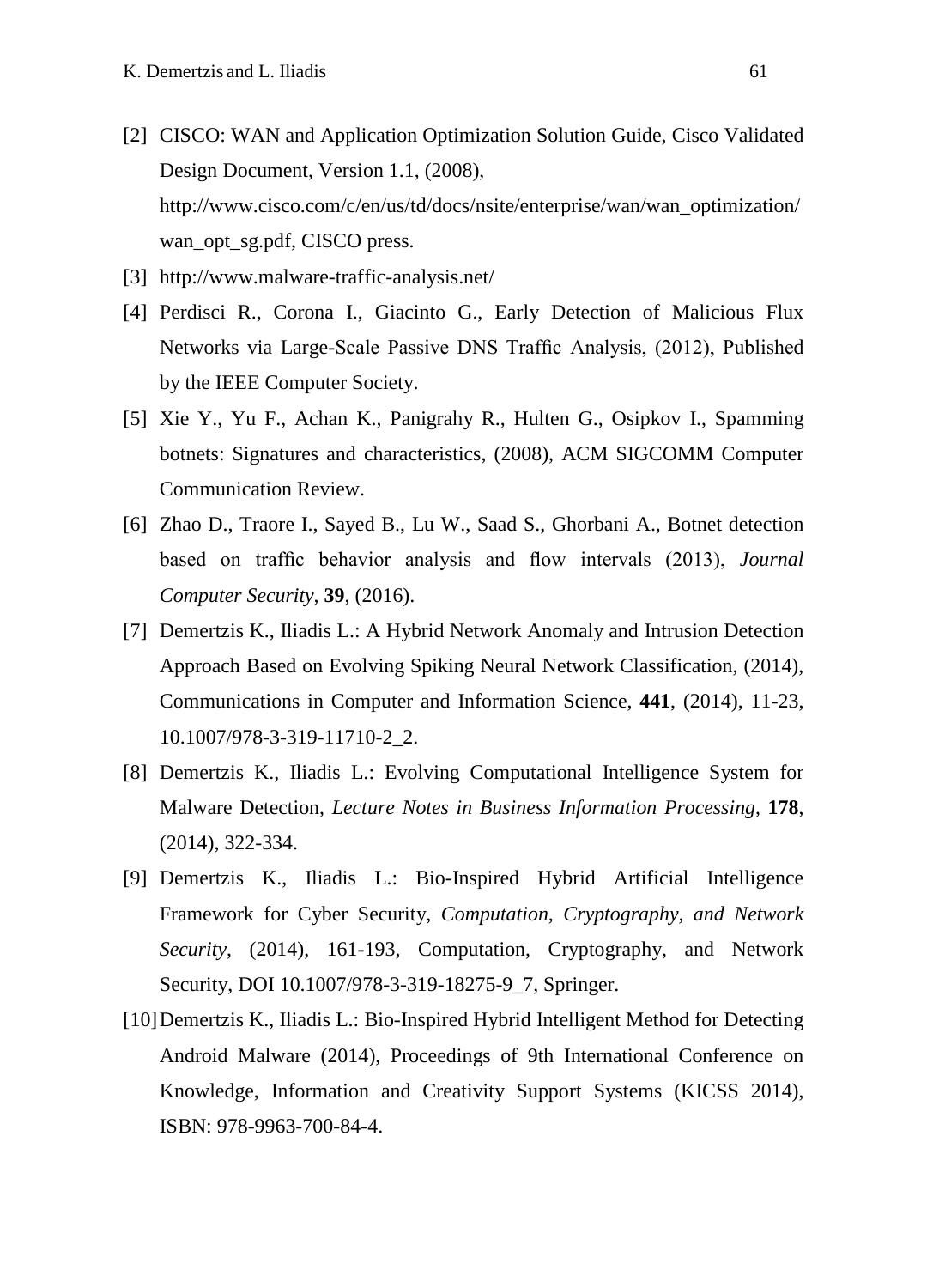[2] CISCO: WAN and Application Optimization Solution Guide, Cisco Validated Design Document, Version 1.1, (2008), http://www.cisco.com/c/en/us/td/docs/nsite/enterprise/wan/wan_optimization/wan_opt_sg.pdf, CISCO press.

[3] http://www.malware-traffic-analysis.net/

[4] Perdisci R., Corona I., Giacinto G., Early Detection of Malicious Flux Networks via Large-Scale Passive DNS Traffic Analysis, (2012), Published by the IEEE Computer Society.

[5] Xie Y., Yu F., Achan K., Panigrahy R., Hulten G., Osipkov I., Spamming botnets: Signatures and characteristics, (2008), ACM SIGCOMM Computer Communication Review.

[6] Zhao D., Traore I., Sayed B., Lu W., Saad S., Ghorbani A., Botnet detection based on traffic behavior analysis and flow intervals (2013), *Journal Computer Security*, **39**, (2016).

[7] Demertzis K., Iliadis L.: A Hybrid Network Anomaly and Intrusion Detection Approach Based on Evolving Spiking Neural Network Classification, (2014), Communications in Computer and Information Science, **441**, (2014), 11-23, 10.1007/978-3-319-11710-2_2.

[8] Demertzis K., Iliadis L.: Evolving Computational Intelligence System for Malware Detection, *Lecture Notes in Business Information Processing*, **178**, (2014), 322-334.

[9] Demertzis K., Iliadis L.: Bio-Inspired Hybrid Artificial Intelligence Framework for Cyber Security, *Computation, Cryptography, and Network Security*, (2014), 161-193, Computation, Cryptography, and Network Security, DOI 10.1007/978-3-319-18275-9_7, Springer.

[10] Demertzis K., Iliadis L.: Bio-Inspired Hybrid Intelligent Method for Detecting Android Malware (2014), Proceedings of 9th International Conference on Knowledge, Information and Creativity Support Systems (KICSS 2014), ISBN: 978-9963-700-84-4.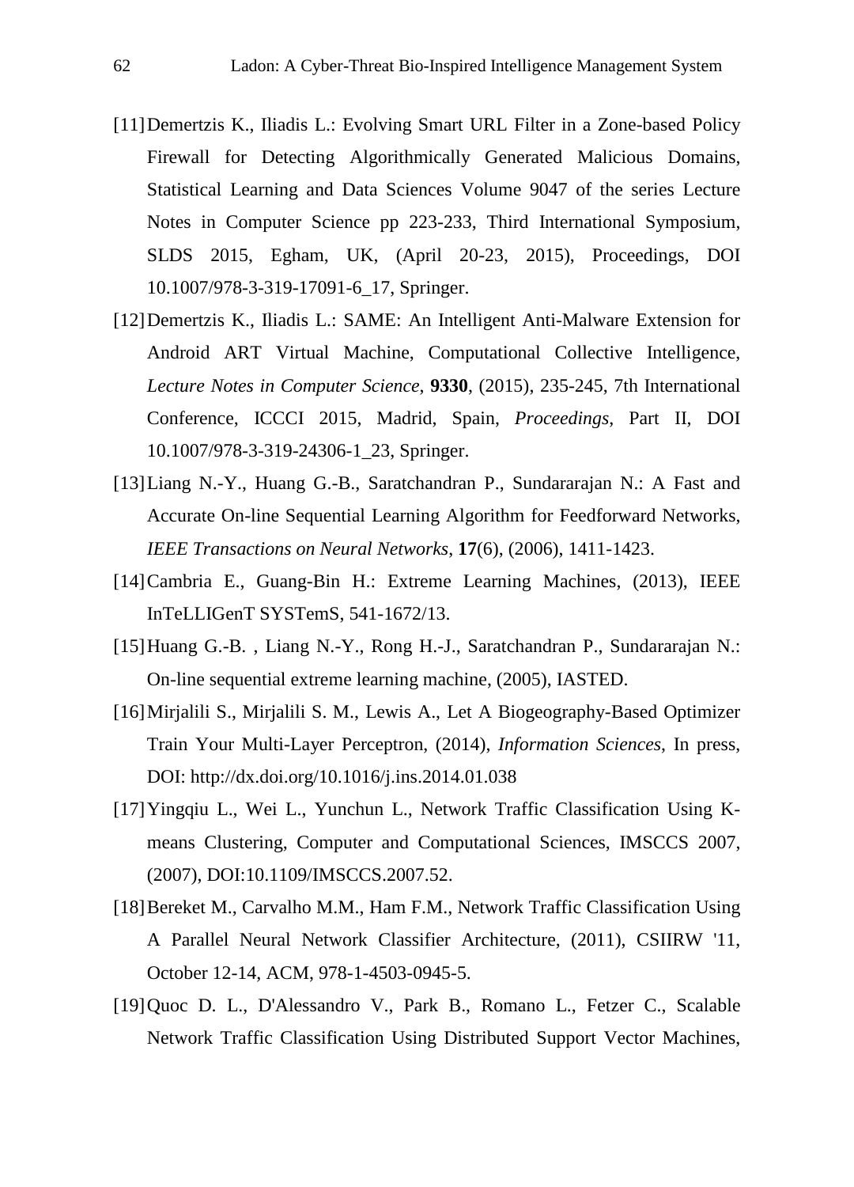[11] Demertzis K., Iliadis L.: Evolving Smart URL Filter in a Zone-based Policy Firewall for Detecting Algorithmically Generated Malicious Domains, Statistical Learning and Data Sciences Volume 9047 of the series Lecture Notes in Computer Science pp 223-233, Third International Symposium, SLDS 2015, Egham, UK, (April 20-23, 2015), Proceedings, DOI 10.1007/978-3-319-17091-6_17, Springer.

[12] Demertzis K., Iliadis L.: SAME: An Intelligent Anti-Malware Extension for Android ART Virtual Machine, Computational Collective Intelligence, *Lecture Notes in Computer Science*, **9330**, (2015), 235-245, 7th International Conference, ICCCI 2015, Madrid, Spain, *Proceedings*, Part II, DOI 10.1007/978-3-319-24306-1_23, Springer.

[13] Liang N.-Y., Huang G.-B., Saratchandran P., Sundararajan N.: A Fast and Accurate On-line Sequential Learning Algorithm for Feedforward Networks, *IEEE Transactions on Neural Networks*, **17**(6), (2006), 1411-1423.

[14] Cambria E., Guang-Bin H.: Extreme Learning Machines, (2013), IEEE InTeLLIGenT SYSTemS, 541-1672/13.

[15] Huang G.-B. , Liang N.-Y., Rong H.-J., Saratchandran P., Sundararajan N.: On-line sequential extreme learning machine, (2005), IASTED.

[16] Mirjalili S., Mirjalili S. M., Lewis A., Let A Biogeography-Based Optimizer Train Your Multi-Layer Perceptron, (2014), *Information Sciences*, In press, DOI: http://dx.doi.org/10.1016/j.ins.2014.01.038

[17] Yingqiu L., Wei L., Yunchun L., Network Traffic Classification Using K-means Clustering, Computer and Computational Sciences, IMSCCS 2007, (2007), DOI:10.1109/IMSCCS.2007.52.

[18] Bereket M., Carvalho M.M., Ham F.M., Network Traffic Classification Using A Parallel Neural Network Classifier Architecture, (2011), CSIIRW '11, October 12-14, ACM, 978-1-4503-0945-5.

[19] Quoc D. L., D'Alessandro V., Park B., Romano L., Fetzer C., Scalable Network Traffic Classification Using Distributed Support Vector Machines,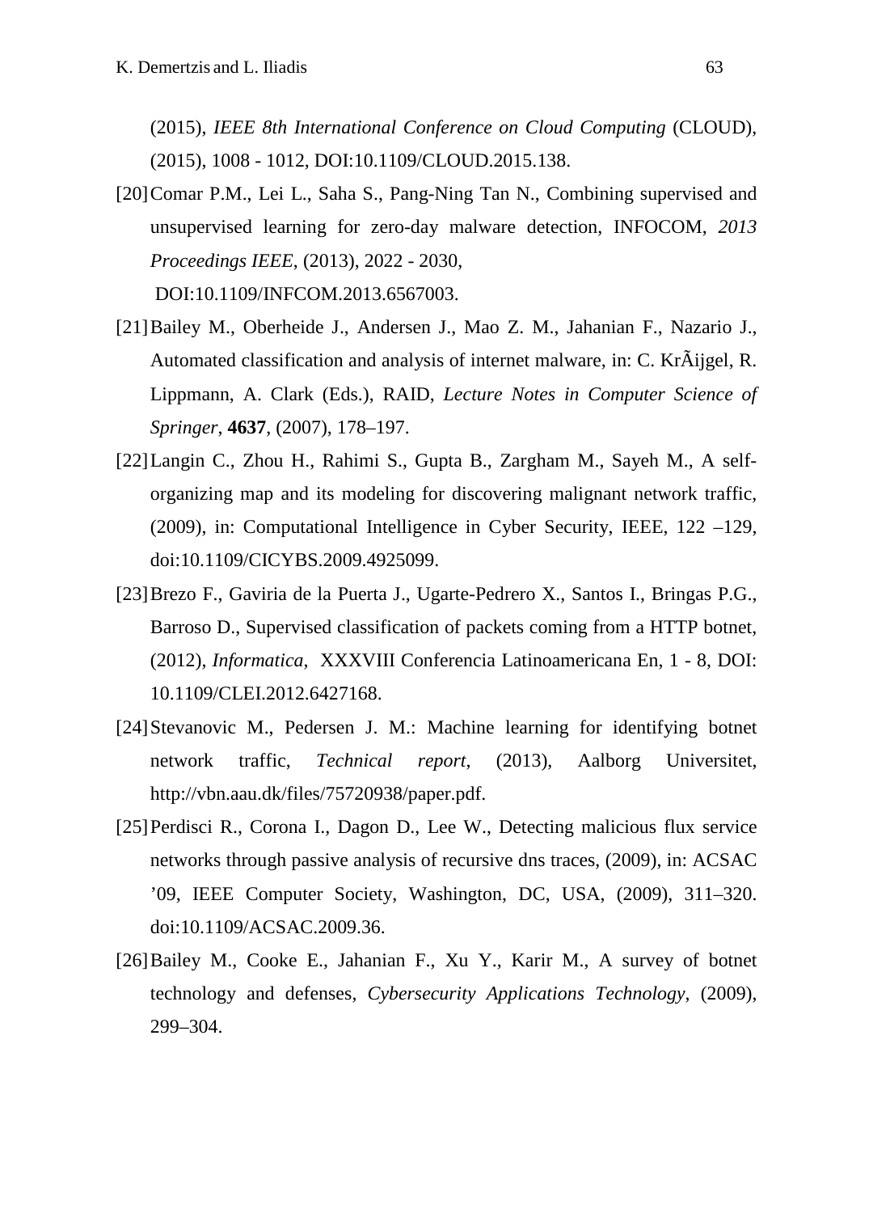(2015), *IEEE 8th International Conference on Cloud Computing* (CLOUD), (2015), 1008 - 1012, DOI:10.1109/CLOUD.2015.138.

[20] Comar P.M., Lei L., Saha S., Pang-Ning Tan N., Combining supervised and unsupervised learning for zero-day malware detection, INFOCOM, *2013 Proceedings IEEE*, (2013), 2022 - 2030, DOI:10.1109/INFCOM.2013.6567003.

[21] Bailey M., Oberheide J., Andersen J., Mao Z. M., Jahanian F., Nazario J., Automated classification and analysis of internet malware, in: C. KrÃijgel, R. Lippmann, A. Clark (Eds.), RAID, *Lecture Notes in Computer Science of Springer*, **4637**, (2007), 178–197.

[22] Langin C., Zhou H., Rahimi S., Gupta B., Zargham M., Sayeh M., A self-organizing map and its modeling for discovering malignant network traffic, (2009), in: Computational Intelligence in Cyber Security, IEEE, 122 –129, doi:10.1109/CICYBS.2009.4925099.

[23] Brezo F., Gaviria de la Puerta J., Ugarte-Pedrero X., Santos I., Bringas P.G., Barroso D., Supervised classification of packets coming from a HTTP botnet, (2012), *Informatica*, XXXVIII Conferencia Latinoamericana En, 1 - 8, DOI: 10.1109/CLEI.2012.6427168.

[24] Stevanovic M., Pedersen J. M.: Machine learning for identifying botnet network traffic, *Technical report*, (2013), Aalborg Universitet, http://vbn.aau.dk/files/75720938/paper.pdf.

[25] Perdisci R., Corona I., Dagon D., Lee W., Detecting malicious flux service networks through passive analysis of recursive dns traces, (2009), in: ACSAC ’09, IEEE Computer Society, Washington, DC, USA, (2009), 311–320. doi:10.1109/ACSAC.2009.36.

[26] Bailey M., Cooke E., Jahanian F., Xu Y., Karir M., A survey of botnet technology and defenses, *Cybersecurity Applications Technology*, (2009), 299–304.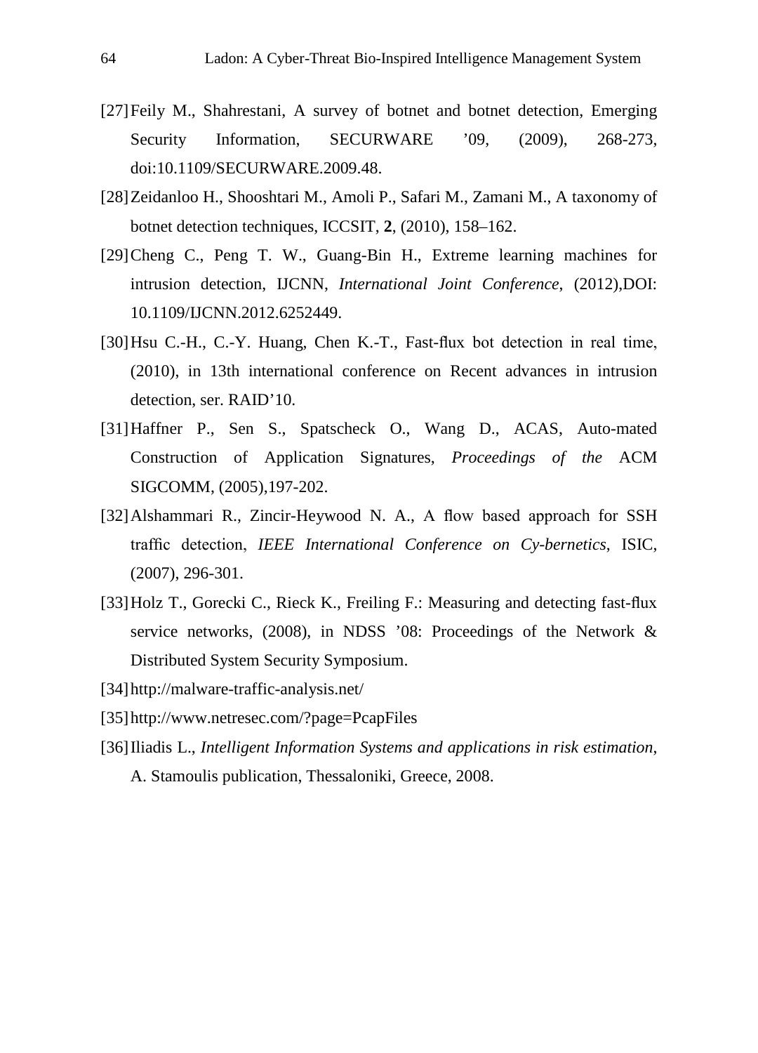[27] Feily M., Shahrestani, A survey of botnet and botnet detection, Emerging Security Information, SECURWARE '09, (2009), 268-273, doi:10.1109/SECURWARE.2009.48.

[28] Zeidanloo H., Shooshtari M., Amoli P., Safari M., Zamani M., A taxonomy of botnet detection techniques, ICCSIT, **2**, (2010), 158–162.

[29] Cheng C., Peng T. W., Guang-Bin H., Extreme learning machines for intrusion detection, IJCNN, *International Joint Conference*, (2012),DOI: 10.1109/IJCNN.2012.6252449.

[30] Hsu C.-H., C.-Y. Huang, Chen K.-T., Fast-flux bot detection in real time, (2010), in 13th international conference on Recent advances in intrusion detection, ser. RAID'10.

[31] Haffner P., Sen S., Spatscheck O., Wang D., ACAS, Auto-mated Construction of Application Signatures, *Proceedings of the* ACM SIGCOMM, (2005),197-202.

[32] Alshammari R., Zincir-Heywood N. A., A flow based approach for SSH traffic detection, *IEEE International Conference on Cy-bernetics*, ISIC, (2007), 296-301.

[33] Holz T., Gorecki C., Rieck K., Freiling F.: Measuring and detecting fast-flux service networks, (2008), in NDSS '08: Proceedings of the Network & Distributed System Security Symposium.

[34] http://malware-traffic-analysis.net/

[35] http://www.netresec.com/?page=PcapFiles

[36] Iliadis L., *Intelligent Information Systems and applications in risk estimation*, A. Stamoulis publication, Thessaloniki, Greece, 2008.